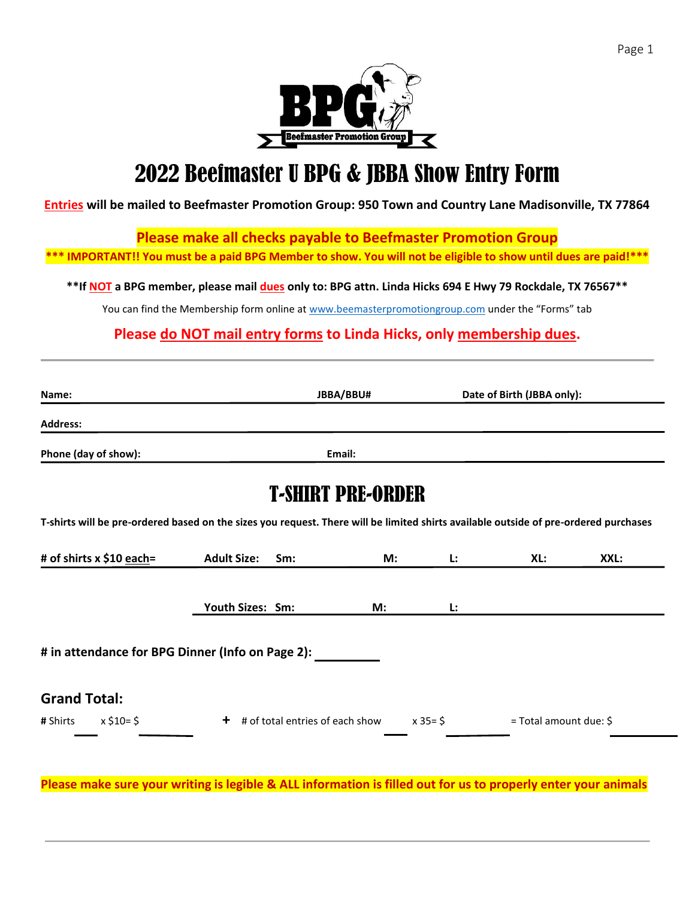# 2022 Beefmaster U BPG & JBBA Show Entry Form

**Entries will be mailed to Beefmaster Promotion Group: 950 Town and Country Lane Madisonville, TX 77864**

**Please make all checks payable to Beefmaster Promotion Group**

**\*\*\* IMPORTANT!! You must be a paid BPG Member to show. You will not be eligible to show until dues are paid!\*\*\***

**\*\*If NOT a BPG member, please mail dues only to: BPG attn. Linda Hicks 694 E Hwy 79 Rockdale, TX 76567\*\***

You can find the Membership form online at www.beemasterpromotiongroup.com under the "Forms" tab

**Please do NOT mail entry forms to Linda Hicks, only membership dues.**

---

**Name:** ____________________ **JBBA/BBU#** ____________________ **Date of Birth (JBBA only):** ____________________

**Address:** ________________________________________

**Phone (day of show):** ____________________ **Email:** ____________________

## T-SHIRT PRE-ORDER

**T-shirts will be pre-ordered based on the sizes you request. There will be limited shirts available outside of pre-ordered purchases**

**# of shirts x $10 each=** ______ **Adult Size: Sm:** ______ **M:** ______ **L:** ______ **XL:** ______ **XXL:** ______

**Youth Sizes: Sm:** ______ **M:** ______ **L:** ______

**# in attendance for BPG Dinner (Info on Page 2):** __________

**Grand Total:**

**#** Shirts ______ x $10= $ ______ **+** # of total entries of each show ______ x 35= $ ______ = Total amount due: $ ______

**Please make sure your writing is legible & ALL information is filled out for us to properly enter your animals**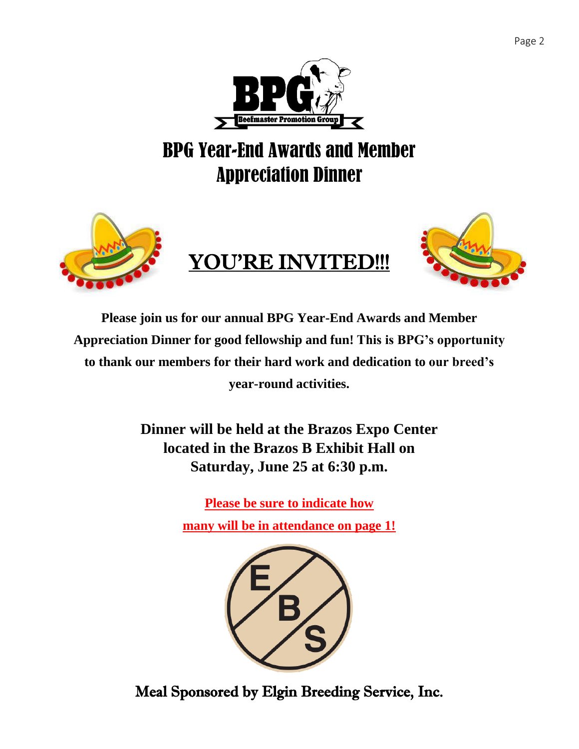# BPG Year-End Awards and Member Appreciation Dinner

## YOU'RE INVITED!!!

**Please join us for our annual BPG Year-End Awards and Member Appreciation Dinner for good fellowship and fun! This is BPG's opportunity to thank our members for their hard work and dedication to our breed's year-round activities.**

**Dinner will be held at the Brazos Expo Center located in the Brazos B Exhibit Hall on Saturday, June 25 at 6:30 p.m.**

**Please be sure to indicate how many will be in attendance on page 1!**

Meal Sponsored by Elgin Breeding Service, Inc.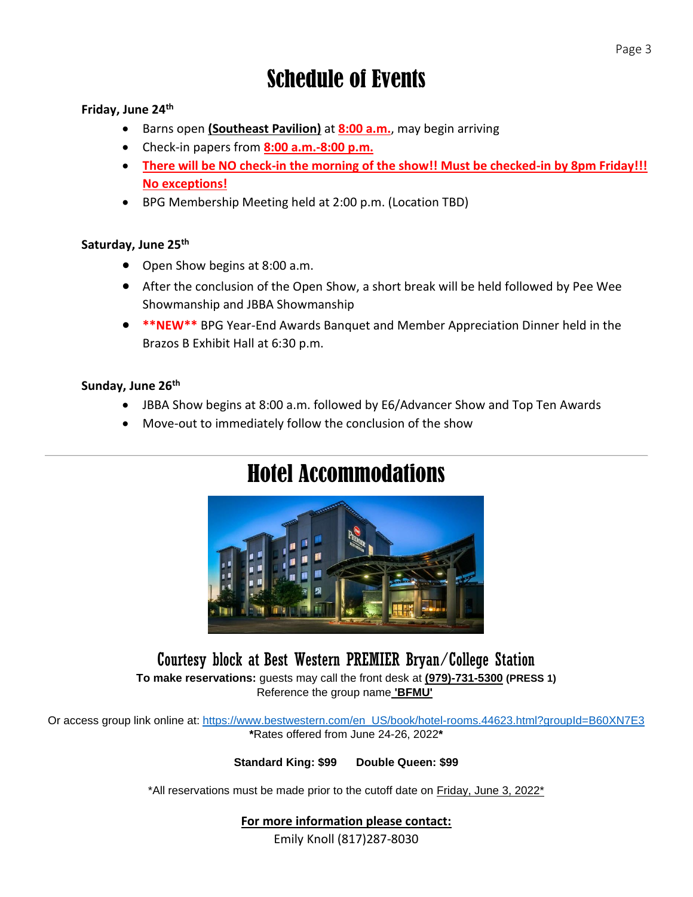# Schedule of Events

**Friday, June 24th**

- Barns open **(Southeast Pavilion)** at **8:00 a.m.**, may begin arriving
- Check-in papers from **8:00 a.m.-8:00 p.m.**
- **There will be NO check-in the morning of the show!! Must be checked-in by 8pm Friday!!! No exceptions!**
- BPG Membership Meeting held at 2:00 p.m. (Location TBD)

**Saturday, June 25th**

- Open Show begins at 8:00 a.m.
- After the conclusion of the Open Show, a short break will be held followed by Pee Wee Showmanship and JBBA Showmanship
- **\*\*NEW\*\*** BPG Year-End Awards Banquet and Member Appreciation Dinner held in the Brazos B Exhibit Hall at 6:30 p.m.

**Sunday, June 26th**

- JBBA Show begins at 8:00 a.m. followed by E6/Advancer Show and Top Ten Awards
- Move-out to immediately follow the conclusion of the show

---

# Hotel Accommodations

## Courtesy block at Best Western PREMIER Bryan/College Station

**To make reservations:** guests may call the front desk at **(979)-731-5300** **(PRESS 1)**
Reference the group name **'BFMU'**

Or access group link online at: https://www.bestwestern.com/en_US/book/hotel-rooms.44623.html?groupId=B60XN7E3
**\***Rates offered from June 24-26, 2022**\***

**Standard King: $99** **Double Queen: $99**

\*All reservations must be made prior to the cutoff date on Friday, June 3, 2022\*

**For more information please contact:**
Emily Knoll (817)287-8030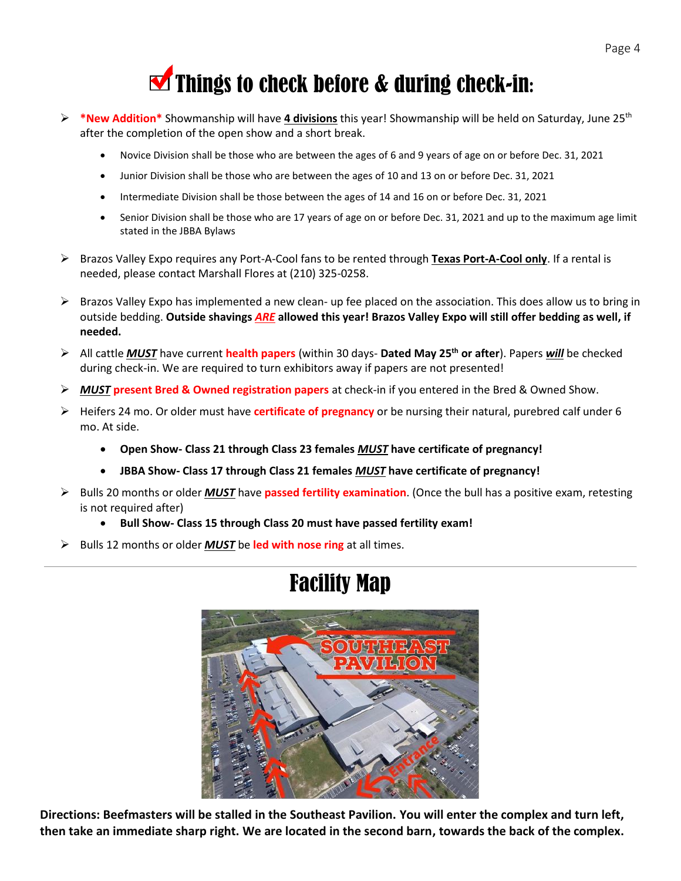# ☑ Things to check before & during check-in:

- ***New Addition*** Showmanship will have **4 divisions** this year! Showmanship will be held on Saturday, June 25th after the completion of the open show and a short break.
  - Novice Division shall be those who are between the ages of 6 and 9 years of age on or before Dec. 31, 2021
  - Junior Division shall be those who are between the ages of 10 and 13 on or before Dec. 31, 2021
  - Intermediate Division shall be those between the ages of 14 and 16 on or before Dec. 31, 2021
  - Senior Division shall be those who are 17 years of age on or before Dec. 31, 2021 and up to the maximum age limit stated in the JBBA Bylaws
- Brazos Valley Expo requires any Port-A-Cool fans to be rented through **Texas Port-A-Cool only**. If a rental is needed, please contact Marshall Flores at (210) 325-0258.
- Brazos Valley Expo has implemented a new clean- up fee placed on the association. This does allow us to bring in outside bedding. **Outside shavings *ARE* allowed this year! Brazos Valley Expo will still offer bedding as well, if needed.**
- All cattle ***MUST*** have current **health papers** (within 30 days- **Dated May 25th or after**). Papers ***will*** be checked during check-in. We are required to turn exhibitors away if papers are not presented!
- ***MUST*** **present Bred & Owned registration papers** at check-in if you entered in the Bred & Owned Show.
- Heifers 24 mo. Or older must have **certificate of pregnancy** or be nursing their natural, purebred calf under 6 mo. At side.
  - **Open Show- Class 21 through Class 23 females *MUST* have certificate of pregnancy!**
  - **JBBA Show- Class 17 through Class 21 females *MUST* have certificate of pregnancy!**
- Bulls 20 months or older ***MUST*** have **passed fertility examination**. (Once the bull has a positive exam, retesting is not required after)
  - **Bull Show- Class 15 through Class 20 must have passed fertility exam!**
- Bulls 12 months or older ***MUST*** be **led with nose ring** at all times.

---

# Facility Map

**Directions: Beefmasters will be stalled in the Southeast Pavilion. You will enter the complex and turn left, then take an immediate sharp right. We are located in the second barn, towards the back of the complex.**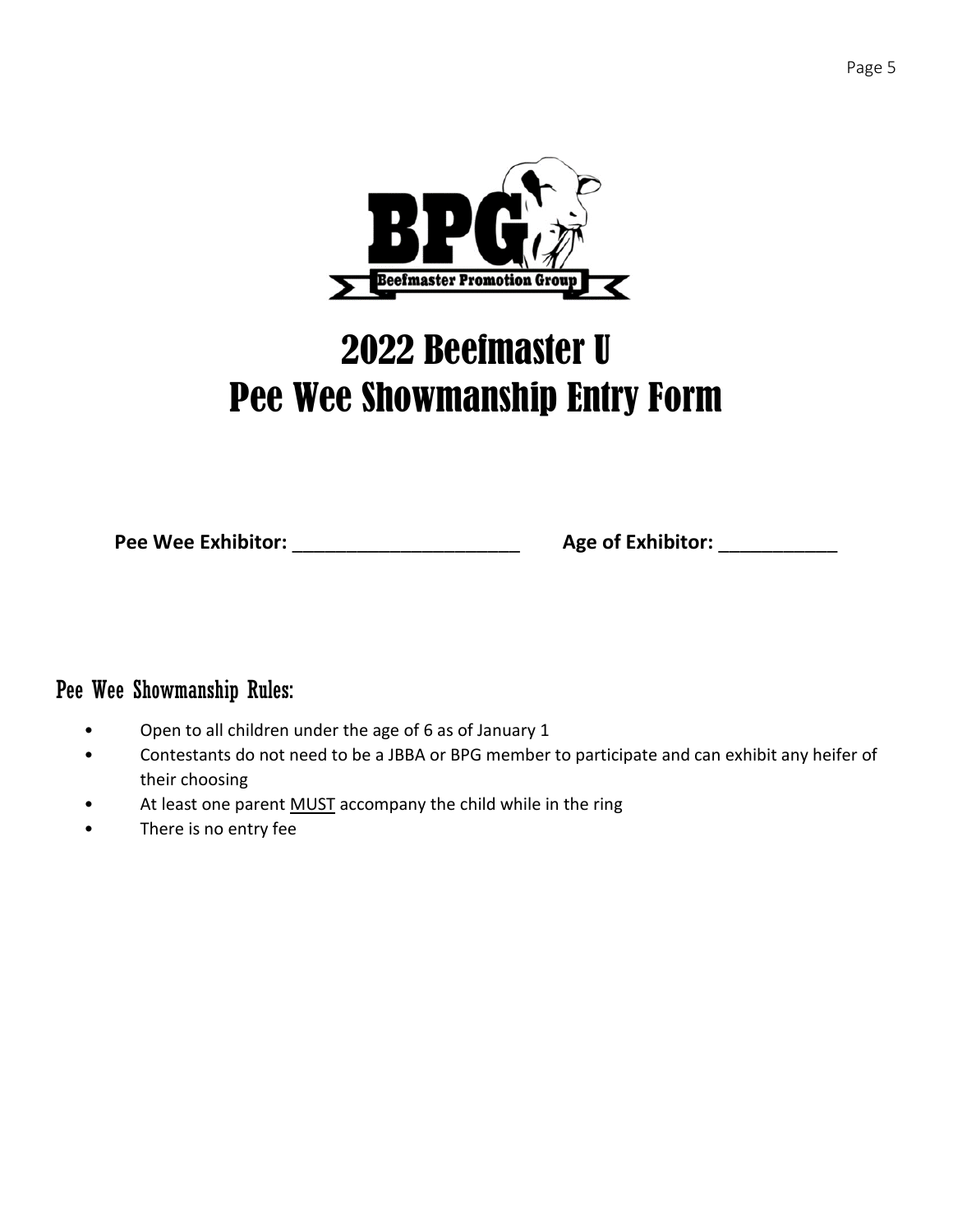BPG

Beefmaster Promotion Group

# 2022 Beefmaster U
# Pee Wee Showmanship Entry Form

**Pee Wee Exhibitor:** ______________________ **Age of Exhibitor:** ___________

## Pee Wee Showmanship Rules:

- Open to all children under the age of 6 as of January 1
- Contestants do not need to be a JBBA or BPG member to participate and can exhibit any heifer of their choosing
- At least one parent MUST accompany the child while in the ring
- There is no entry fee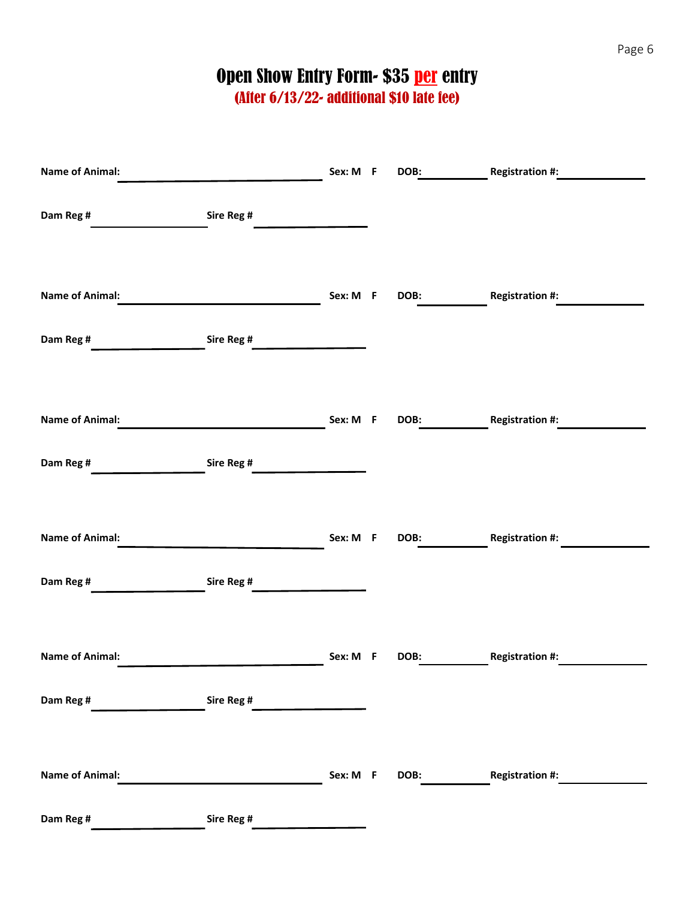# Open Show Entry Form- $35 per entry

## (After 6/13/22- additional $10 late fee)

**Name of Animal:** ______________________ **Sex: M F** **DOB:** __________ **Registration #:** __________

**Dam Reg #** __________ **Sire Reg #** __________

**Name of Animal:** ______________________ **Sex: M F** **DOB:** __________ **Registration #:** __________

**Dam Reg #** __________ **Sire Reg #** __________

**Name of Animal:** ______________________ **Sex: M F** **DOB:** __________ **Registration #:** __________

**Dam Reg #** __________ **Sire Reg #** __________

**Name of Animal:** ______________________ **Sex: M F** **DOB:** __________ **Registration #:** __________

**Dam Reg #** __________ **Sire Reg #** __________

**Name of Animal:** ______________________ **Sex: M F** **DOB:** __________ **Registration #:** __________

**Dam Reg #** __________ **Sire Reg #** __________

**Name of Animal:** ______________________ **Sex: M F** **DOB:** __________ **Registration #:** __________

**Dam Reg #** __________ **Sire Reg #** __________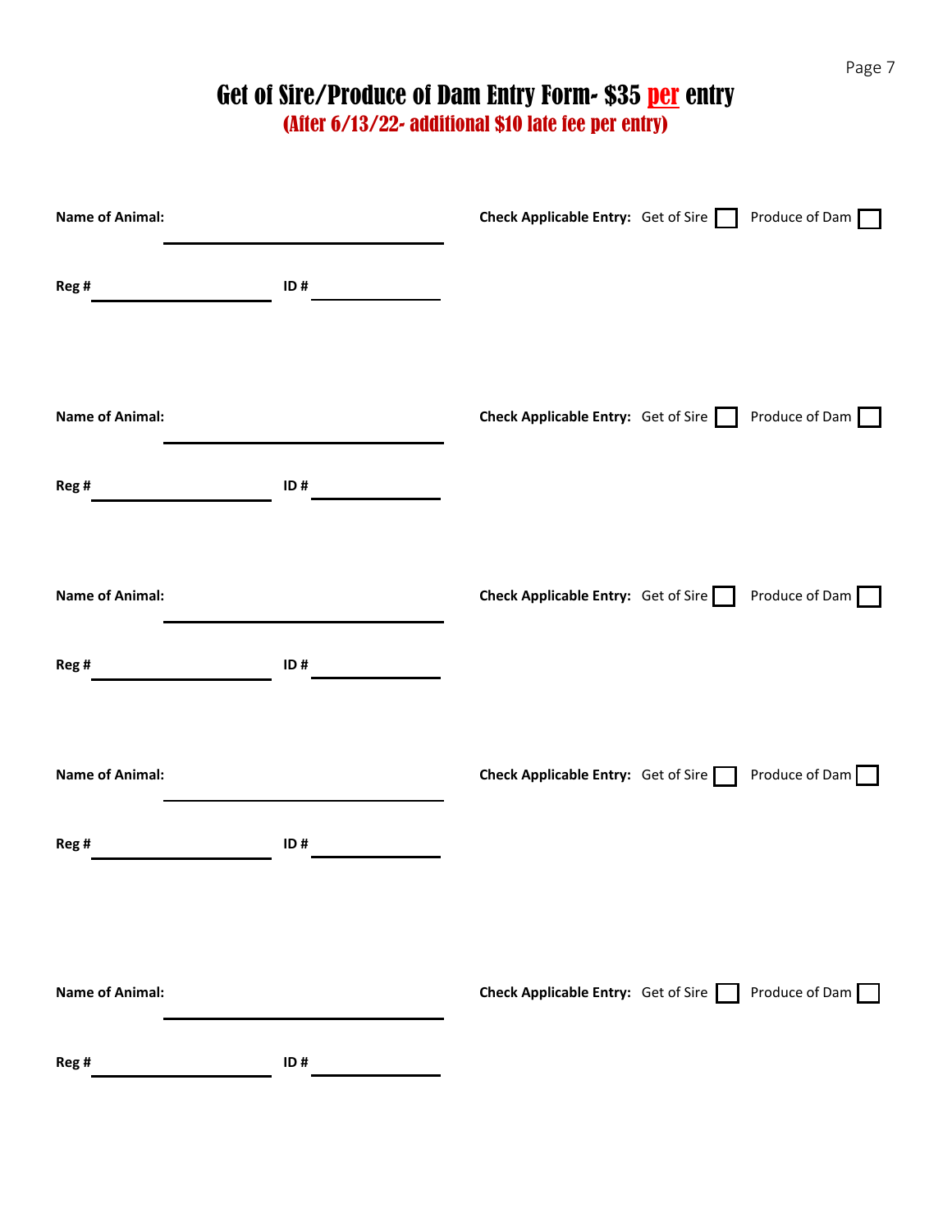# Get of Sire/Produce of Dam Entry Form- $35 per entry

**(After 6/13/22- additional $10 late fee per entry)**

**Name of Animal:** ______________________ **Check Applicable Entry:** Get of Sire ☐ Produce of Dam ☐

**Reg #** ______________ **ID #** __________

**Name of Animal:** ______________________ **Check Applicable Entry:** Get of Sire ☐ Produce of Dam ☐

**Reg #** ______________ **ID #** __________

**Name of Animal:** ______________________ **Check Applicable Entry:** Get of Sire ☐ Produce of Dam ☐

**Reg #** ______________ **ID #** __________

**Name of Animal:** ______________________ **Check Applicable Entry:** Get of Sire ☐ Produce of Dam ☐

**Reg #** ______________ **ID #** __________

**Name of Animal:** ______________________ **Check Applicable Entry:** Get of Sire ☐ Produce of Dam ☐

**Reg #** ______________ **ID #** __________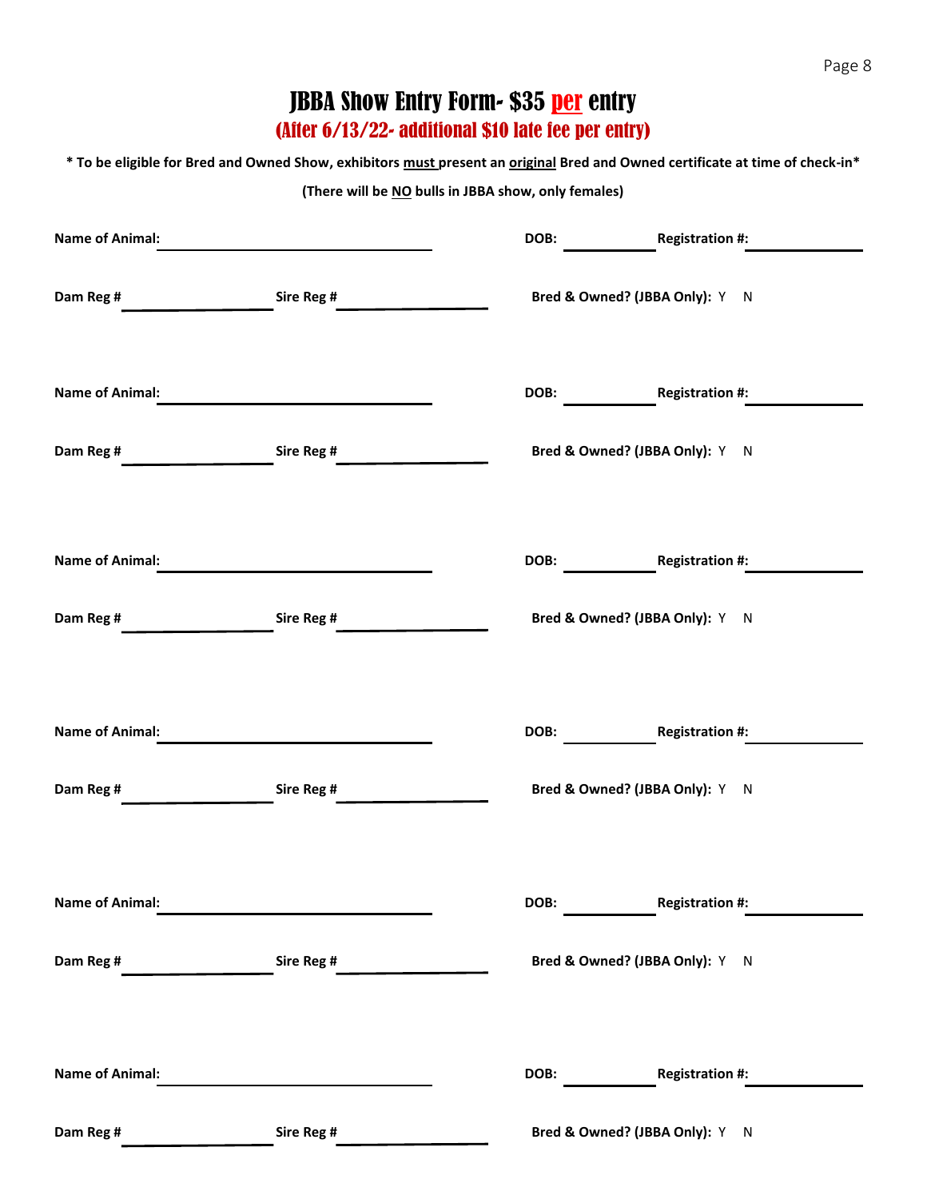# JBBA Show Entry Form- $35 per entry

## (After 6/13/22- additional $10 late fee per entry)

**\* To be eligible for Bred and Owned Show, exhibitors must present an original Bred and Owned certificate at time of check-in\***

**(There will be NO bulls in JBBA show, only females)**

**Name of Animal:** ____________________ **DOB:** __________ **Registration #:** __________

**Dam Reg #** __________ **Sire Reg #** __________ **Bred & Owned? (JBBA Only):** Y N

**Name of Animal:** ____________________ **DOB:** __________ **Registration #:** __________

**Dam Reg #** __________ **Sire Reg #** __________ **Bred & Owned? (JBBA Only):** Y N

**Name of Animal:** ____________________ **DOB:** __________ **Registration #:** __________

**Dam Reg #** __________ **Sire Reg #** __________ **Bred & Owned? (JBBA Only):** Y N

**Name of Animal:** ____________________ **DOB:** __________ **Registration #:** __________

**Dam Reg #** __________ **Sire Reg #** __________ **Bred & Owned? (JBBA Only):** Y N

**Name of Animal:** ____________________ **DOB:** __________ **Registration #:** __________

**Dam Reg #** __________ **Sire Reg #** __________ **Bred & Owned? (JBBA Only):** Y N

**Name of Animal:** ____________________ **DOB:** __________ **Registration #:** __________

**Dam Reg #** __________ **Sire Reg #** __________ **Bred & Owned? (JBBA Only):** Y N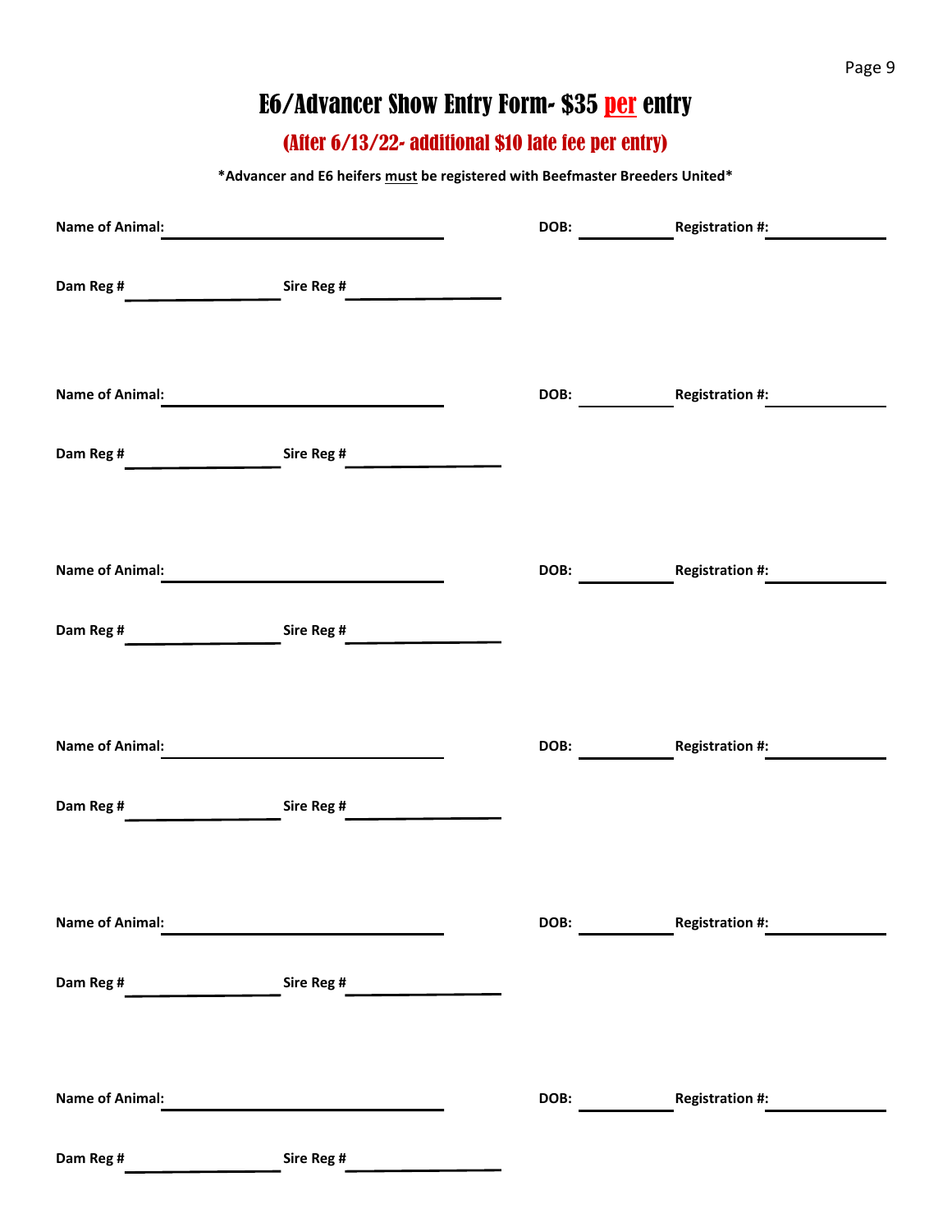# E6/Advancer Show Entry Form- $35 per entry

## (After 6/13/22- additional $10 late fee per entry)

***Advancer and E6 heifers must be registered with Beefmaster Breeders United***

**Name of Animal:** \_\_\_\_\_\_\_\_\_\_\_\_\_\_\_\_\_\_\_\_ **DOB:** \_\_\_\_\_\_\_\_\_\_ **Registration #:** \_\_\_\_\_\_\_\_\_\_

**Dam Reg #** \_\_\_\_\_\_\_\_\_\_ **Sire Reg #** \_\_\_\_\_\_\_\_\_\_

**Name of Animal:** \_\_\_\_\_\_\_\_\_\_\_\_\_\_\_\_\_\_\_\_ **DOB:** \_\_\_\_\_\_\_\_\_\_ **Registration #:** \_\_\_\_\_\_\_\_\_\_

**Dam Reg #** \_\_\_\_\_\_\_\_\_\_ **Sire Reg #** \_\_\_\_\_\_\_\_\_\_

**Name of Animal:** \_\_\_\_\_\_\_\_\_\_\_\_\_\_\_\_\_\_\_\_ **DOB:** \_\_\_\_\_\_\_\_\_\_ **Registration #:** \_\_\_\_\_\_\_\_\_\_

**Dam Reg #** \_\_\_\_\_\_\_\_\_\_ **Sire Reg #** \_\_\_\_\_\_\_\_\_\_

**Name of Animal:** \_\_\_\_\_\_\_\_\_\_\_\_\_\_\_\_\_\_\_\_ **DOB:** \_\_\_\_\_\_\_\_\_\_ **Registration #:** \_\_\_\_\_\_\_\_\_\_

**Dam Reg #** \_\_\_\_\_\_\_\_\_\_ **Sire Reg #** \_\_\_\_\_\_\_\_\_\_

**Name of Animal:** \_\_\_\_\_\_\_\_\_\_\_\_\_\_\_\_\_\_\_\_ **DOB:** \_\_\_\_\_\_\_\_\_\_ **Registration #:** \_\_\_\_\_\_\_\_\_\_

**Dam Reg #** \_\_\_\_\_\_\_\_\_\_ **Sire Reg #** \_\_\_\_\_\_\_\_\_\_

**Name of Animal:** \_\_\_\_\_\_\_\_\_\_\_\_\_\_\_\_\_\_\_\_ **DOB:** \_\_\_\_\_\_\_\_\_\_ **Registration #:** \_\_\_\_\_\_\_\_\_\_

**Dam Reg #** \_\_\_\_\_\_\_\_\_\_ **Sire Reg #** \_\_\_\_\_\_\_\_\_\_